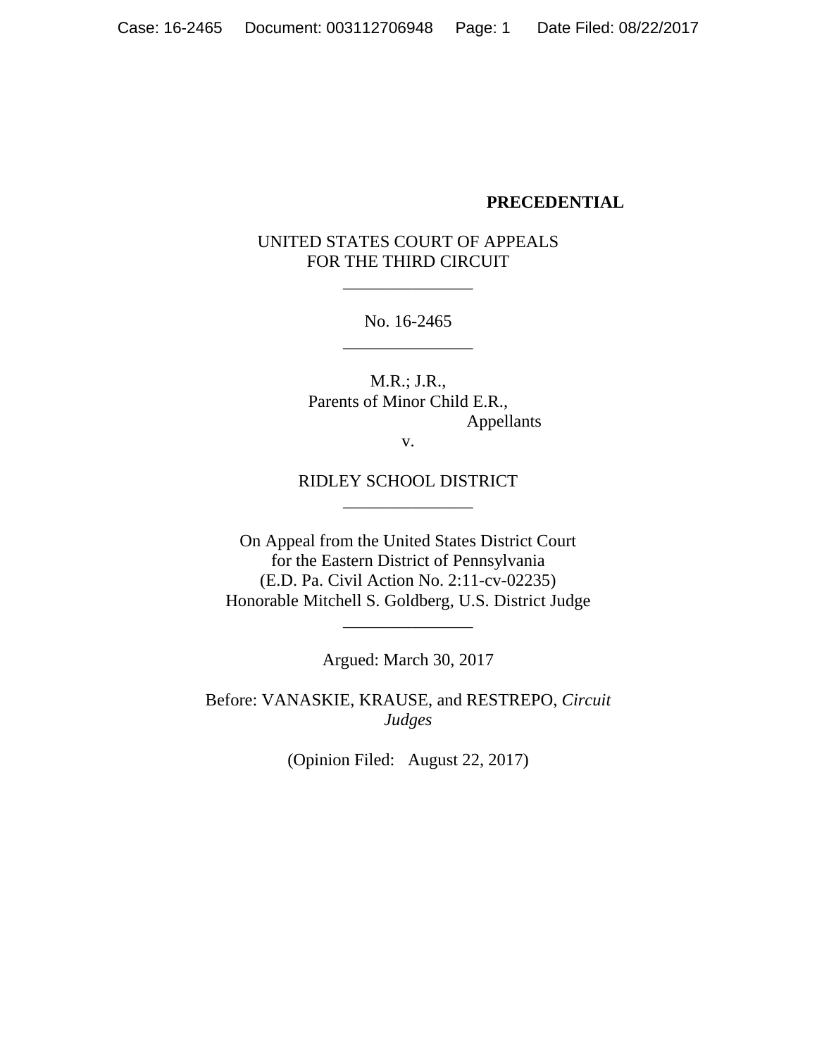**PRECEDENTIAL**

UNITED STATES COURT OF APPEALS
FOR THE THIRD CIRCUIT

---

No. 16-2465

---

M.R.; J.R.,
Parents of Minor Child E.R.,
Appellants

v.

RIDLEY SCHOOL DISTRICT

---

On Appeal from the United States District Court
for the Eastern District of Pennsylvania
(E.D. Pa. Civil Action No. 2:11-cv-02235)
Honorable Mitchell S. Goldberg, U.S. District Judge

---

Argued: March 30, 2017

Before: VANASKIE, KRAUSE, and RESTREPO, *Circuit Judges*

(Opinion Filed: August 22, 2017)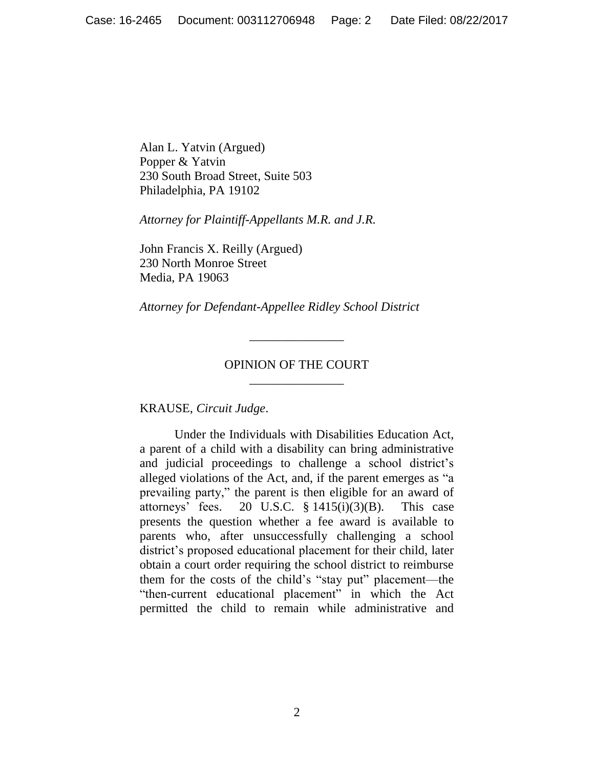Alan L. Yatvin (Argued)
Popper & Yatvin
230 South Broad Street, Suite 503
Philadelphia, PA 19102

*Attorney for Plaintiff-Appellants M.R. and J.R.*

John Francis X. Reilly (Argued)
230 North Monroe Street
Media, PA 19063

*Attorney for Defendant-Appellee Ridley School District*

---

OPINION OF THE COURT

---

KRAUSE, *Circuit Judge*.

Under the Individuals with Disabilities Education Act, a parent of a child with a disability can bring administrative and judicial proceedings to challenge a school district's alleged violations of the Act, and, if the parent emerges as "a prevailing party," the parent is then eligible for an award of attorneys' fees. 20 U.S.C. § 1415(i)(3)(B). This case presents the question whether a fee award is available to parents who, after unsuccessfully challenging a school district's proposed educational placement for their child, later obtain a court order requiring the school district to reimburse them for the costs of the child's "stay put" placement—the "then-current educational placement" in which the Act permitted the child to remain while administrative and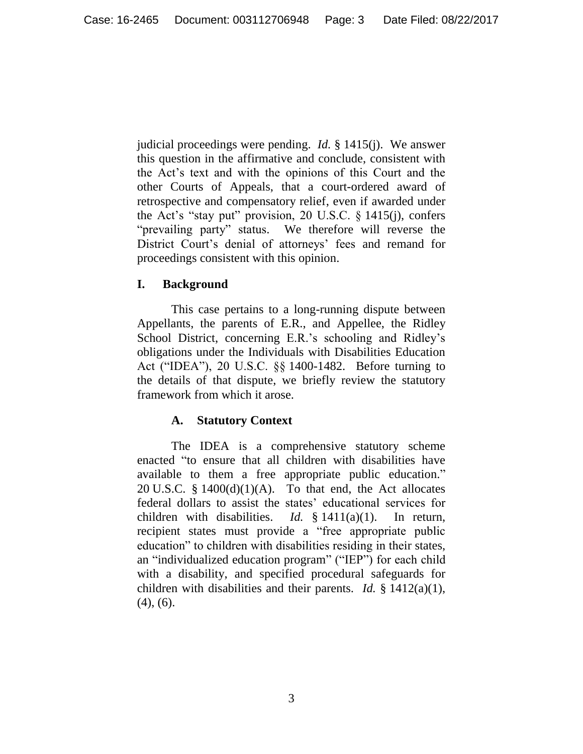judicial proceedings were pending. *Id.* § 1415(j). We answer this question in the affirmative and conclude, consistent with the Act's text and with the opinions of this Court and the other Courts of Appeals, that a court-ordered award of retrospective and compensatory relief, even if awarded under the Act's "stay put" provision, 20 U.S.C. § 1415(j), confers "prevailing party" status. We therefore will reverse the District Court's denial of attorneys' fees and remand for proceedings consistent with this opinion.

## I. Background

This case pertains to a long-running dispute between Appellants, the parents of E.R., and Appellee, the Ridley School District, concerning E.R.'s schooling and Ridley's obligations under the Individuals with Disabilities Education Act ("IDEA"), 20 U.S.C. §§ 1400-1482. Before turning to the details of that dispute, we briefly review the statutory framework from which it arose.

### A. Statutory Context

The IDEA is a comprehensive statutory scheme enacted "to ensure that all children with disabilities have available to them a free appropriate public education." 20 U.S.C. § 1400(d)(1)(A). To that end, the Act allocates federal dollars to assist the states' educational services for children with disabilities. *Id.* § 1411(a)(1). In return, recipient states must provide a "free appropriate public education" to children with disabilities residing in their states, an "individualized education program" ("IEP") for each child with a disability, and specified procedural safeguards for children with disabilities and their parents. *Id.* § 1412(a)(1), (4), (6).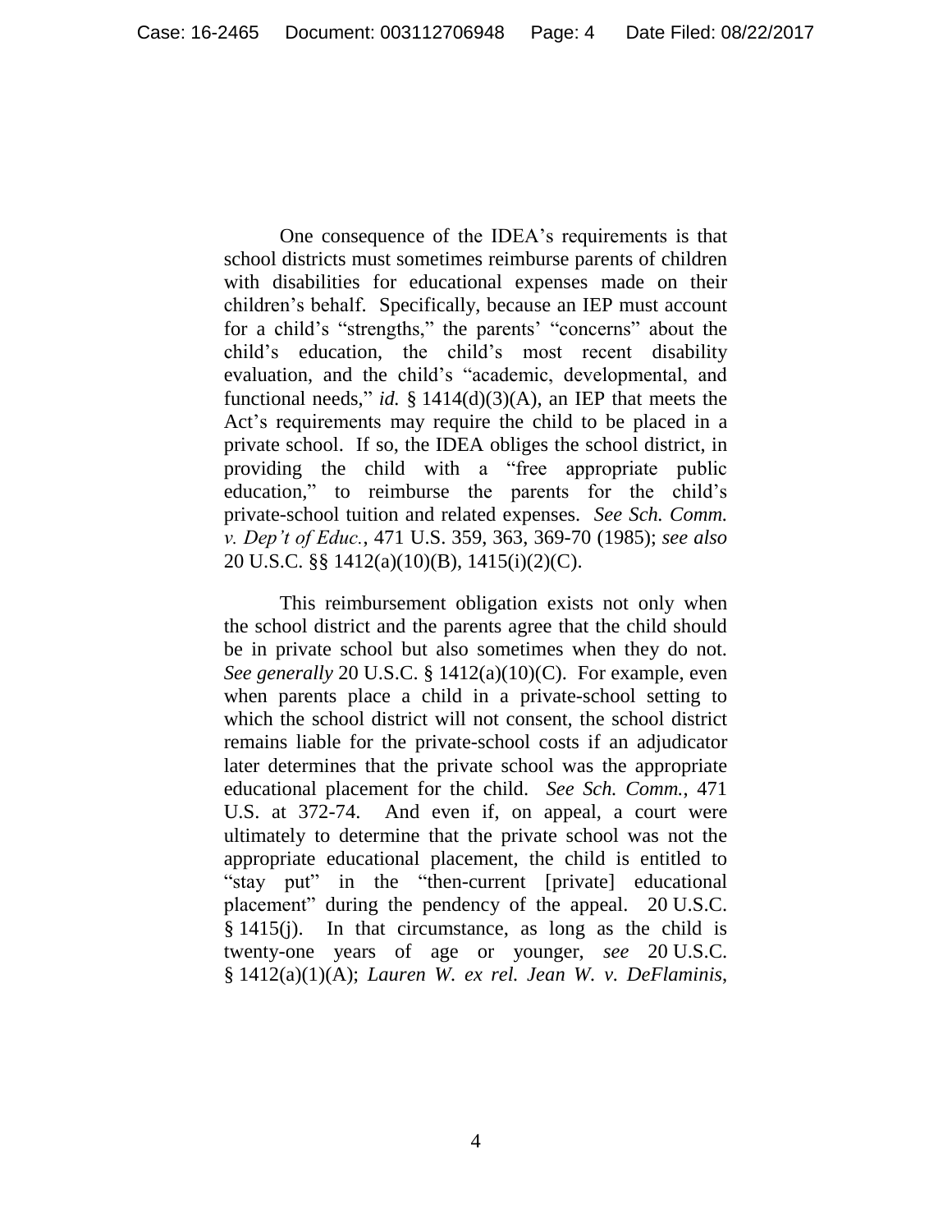One consequence of the IDEA's requirements is that school districts must sometimes reimburse parents of children with disabilities for educational expenses made on their children's behalf. Specifically, because an IEP must account for a child's "strengths," the parents' "concerns" about the child's education, the child's most recent disability evaluation, and the child's "academic, developmental, and functional needs," *id.* § 1414(d)(3)(A), an IEP that meets the Act's requirements may require the child to be placed in a private school. If so, the IDEA obliges the school district, in providing the child with a "free appropriate public education," to reimburse the parents for the child's private-school tuition and related expenses. *See Sch. Comm. v. Dep't of Educ.*, 471 U.S. 359, 363, 369-70 (1985); *see also* 20 U.S.C. §§ 1412(a)(10)(B), 1415(i)(2)(C).

This reimbursement obligation exists not only when the school district and the parents agree that the child should be in private school but also sometimes when they do not. *See generally* 20 U.S.C. § 1412(a)(10)(C). For example, even when parents place a child in a private-school setting to which the school district will not consent, the school district remains liable for the private-school costs if an adjudicator later determines that the private school was the appropriate educational placement for the child. *See Sch. Comm.*, 471 U.S. at 372-74. And even if, on appeal, a court were ultimately to determine that the private school was not the appropriate educational placement, the child is entitled to "stay put" in the "then-current [private] educational placement" during the pendency of the appeal. 20 U.S.C. § 1415(j). In that circumstance, as long as the child is twenty-one years of age or younger, *see* 20 U.S.C. § 1412(a)(1)(A); *Lauren W. ex rel. Jean W. v. DeFlaminis*,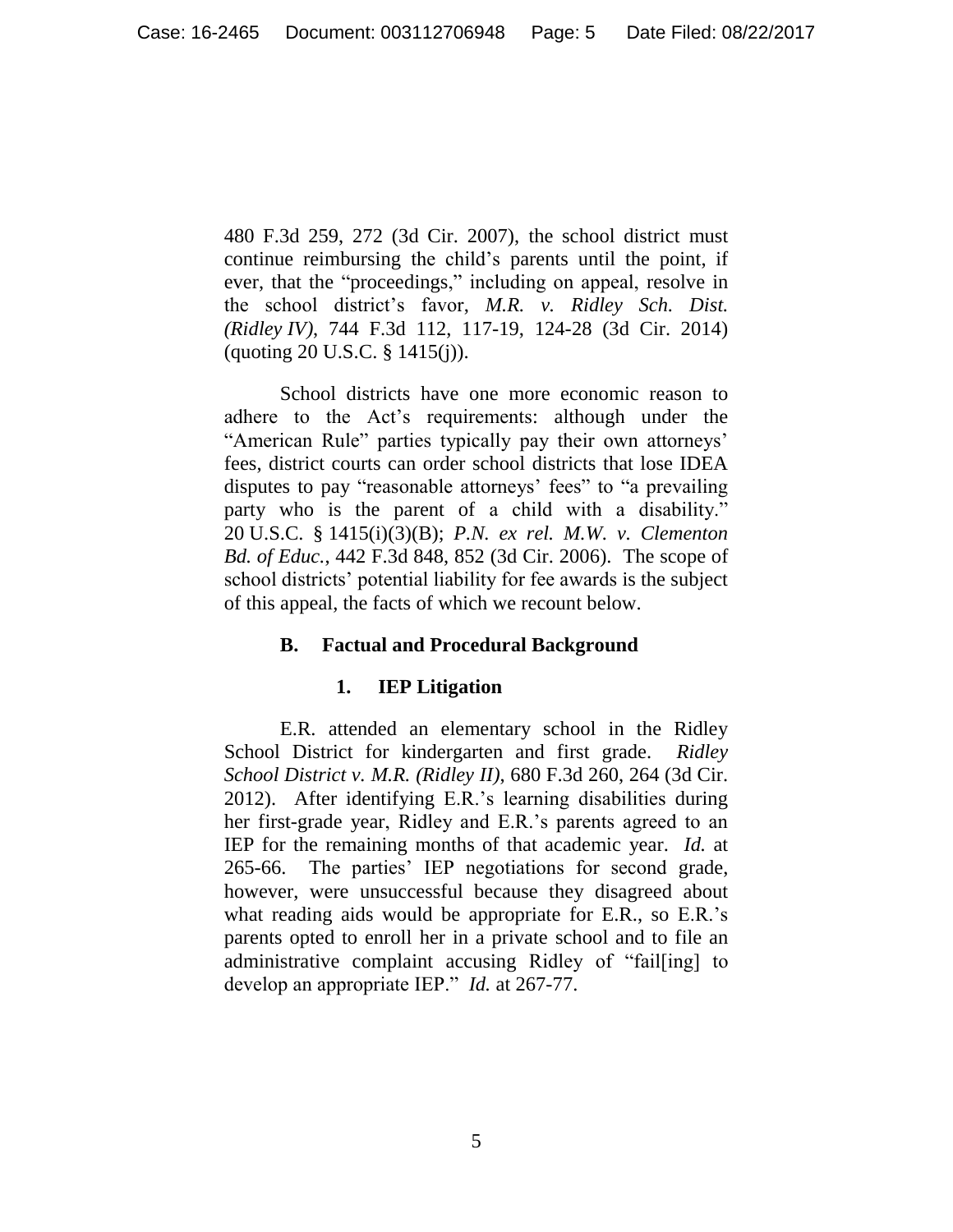480 F.3d 259, 272 (3d Cir. 2007), the school district must continue reimbursing the child's parents until the point, if ever, that the "proceedings," including on appeal, resolve in the school district's favor, *M.R. v. Ridley Sch. Dist. (Ridley IV)*, 744 F.3d 112, 117-19, 124-28 (3d Cir. 2014) (quoting 20 U.S.C. § 1415(j)).

School districts have one more economic reason to adhere to the Act's requirements: although under the "American Rule" parties typically pay their own attorneys' fees, district courts can order school districts that lose IDEA disputes to pay "reasonable attorneys' fees" to "a prevailing party who is the parent of a child with a disability." 20 U.S.C. § 1415(i)(3)(B); *P.N. ex rel. M.W. v. Clementon Bd. of Educ.*, 442 F.3d 848, 852 (3d Cir. 2006). The scope of school districts' potential liability for fee awards is the subject of this appeal, the facts of which we recount below.

### B. Factual and Procedural Background

#### 1. IEP Litigation

E.R. attended an elementary school in the Ridley School District for kindergarten and first grade. *Ridley School District v. M.R. (Ridley II)*, 680 F.3d 260, 264 (3d Cir. 2012). After identifying E.R.'s learning disabilities during her first-grade year, Ridley and E.R.'s parents agreed to an IEP for the remaining months of that academic year. *Id.* at 265-66. The parties' IEP negotiations for second grade, however, were unsuccessful because they disagreed about what reading aids would be appropriate for E.R., so E.R.'s parents opted to enroll her in a private school and to file an administrative complaint accusing Ridley of "fail[ing] to develop an appropriate IEP." *Id.* at 267-77.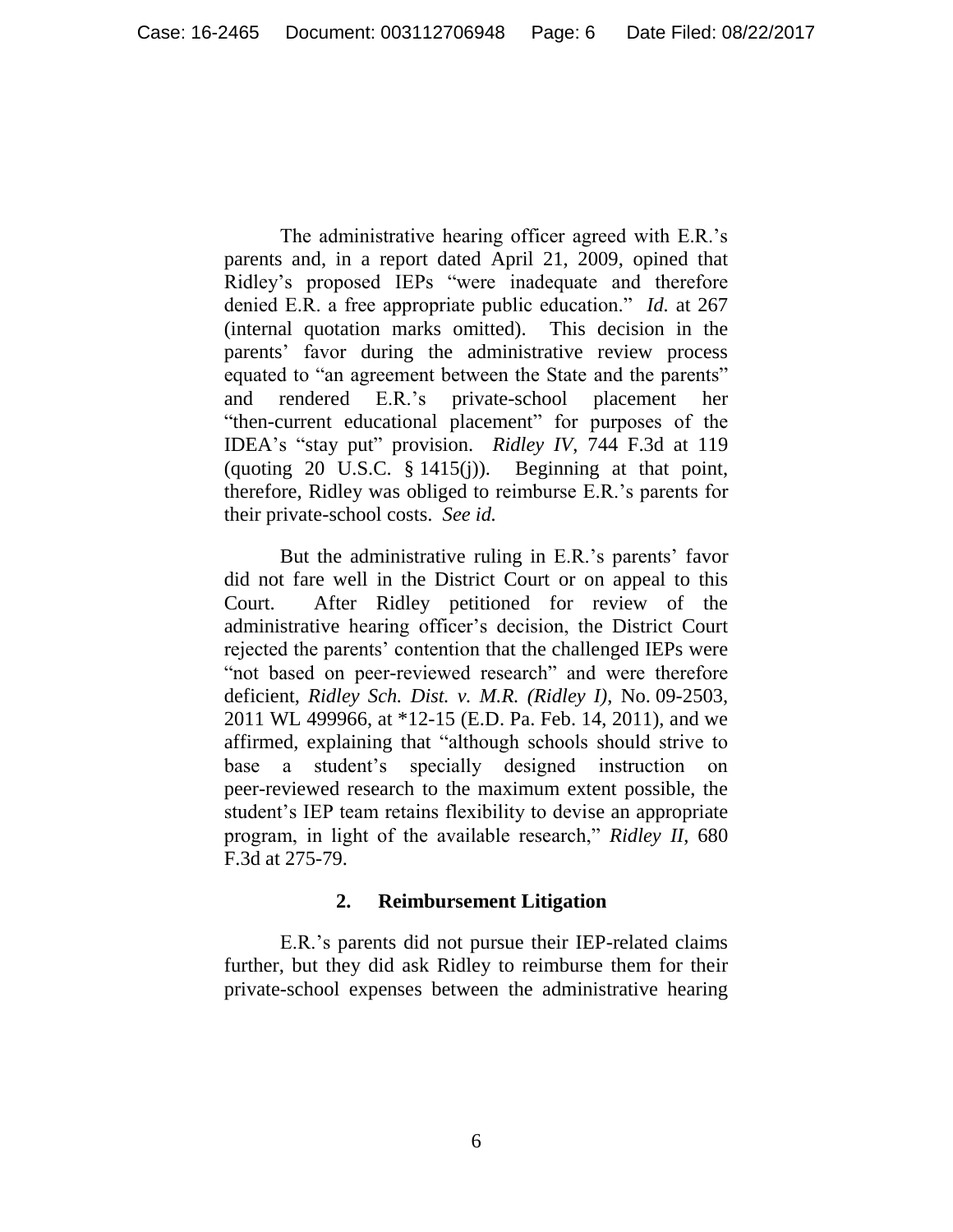The administrative hearing officer agreed with E.R.'s parents and, in a report dated April 21, 2009, opined that Ridley's proposed IEPs "were inadequate and therefore denied E.R. a free appropriate public education." *Id.* at 267 (internal quotation marks omitted). This decision in the parents' favor during the administrative review process equated to "an agreement between the State and the parents" and rendered E.R.'s private-school placement her "then-current educational placement" for purposes of the IDEA's "stay put" provision. *Ridley IV*, 744 F.3d at 119 (quoting 20 U.S.C. § 1415(j)). Beginning at that point, therefore, Ridley was obliged to reimburse E.R.'s parents for their private-school costs. *See id.*

But the administrative ruling in E.R.'s parents' favor did not fare well in the District Court or on appeal to this Court. After Ridley petitioned for review of the administrative hearing officer's decision, the District Court rejected the parents' contention that the challenged IEPs were "not based on peer-reviewed research" and were therefore deficient, *Ridley Sch. Dist. v. M.R. (Ridley I)*, No. 09-2503, 2011 WL 499966, at *12-15 (E.D. Pa. Feb. 14, 2011), and we affirmed, explaining that "although schools should strive to base a student's specially designed instruction on peer-reviewed research to the maximum extent possible, the student's IEP team retains flexibility to devise an appropriate program, in light of the available research," *Ridley II*, 680 F.3d at 275-79.

### 2. Reimbursement Litigation

E.R.'s parents did not pursue their IEP-related claims further, but they did ask Ridley to reimburse them for their private-school expenses between the administrative hearing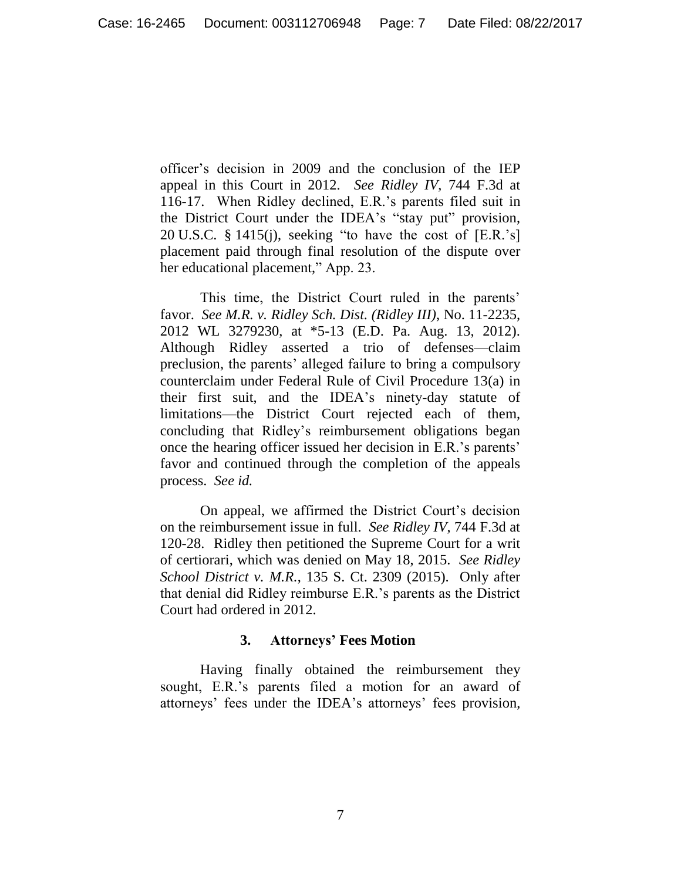officer's decision in 2009 and the conclusion of the IEP appeal in this Court in 2012. *See Ridley IV*, 744 F.3d at 116-17. When Ridley declined, E.R.'s parents filed suit in the District Court under the IDEA's "stay put" provision, 20 U.S.C. § 1415(j), seeking "to have the cost of [E.R.'s] placement paid through final resolution of the dispute over her educational placement," App. 23.

This time, the District Court ruled in the parents' favor. *See M.R. v. Ridley Sch. Dist. (Ridley III)*, No. 11-2235, 2012 WL 3279230, at *5-13 (E.D. Pa. Aug. 13, 2012). Although Ridley asserted a trio of defenses—claim preclusion, the parents' alleged failure to bring a compulsory counterclaim under Federal Rule of Civil Procedure 13(a) in their first suit, and the IDEA's ninety-day statute of limitations—the District Court rejected each of them, concluding that Ridley's reimbursement obligations began once the hearing officer issued her decision in E.R.'s parents' favor and continued through the completion of the appeals process. *See id.*

On appeal, we affirmed the District Court's decision on the reimbursement issue in full. *See Ridley IV*, 744 F.3d at 120-28. Ridley then petitioned the Supreme Court for a writ of certiorari, which was denied on May 18, 2015. *See Ridley School District v. M.R.*, 135 S. Ct. 2309 (2015). Only after that denial did Ridley reimburse E.R.'s parents as the District Court had ordered in 2012.

### 3. Attorneys' Fees Motion

Having finally obtained the reimbursement they sought, E.R.'s parents filed a motion for an award of attorneys' fees under the IDEA's attorneys' fees provision,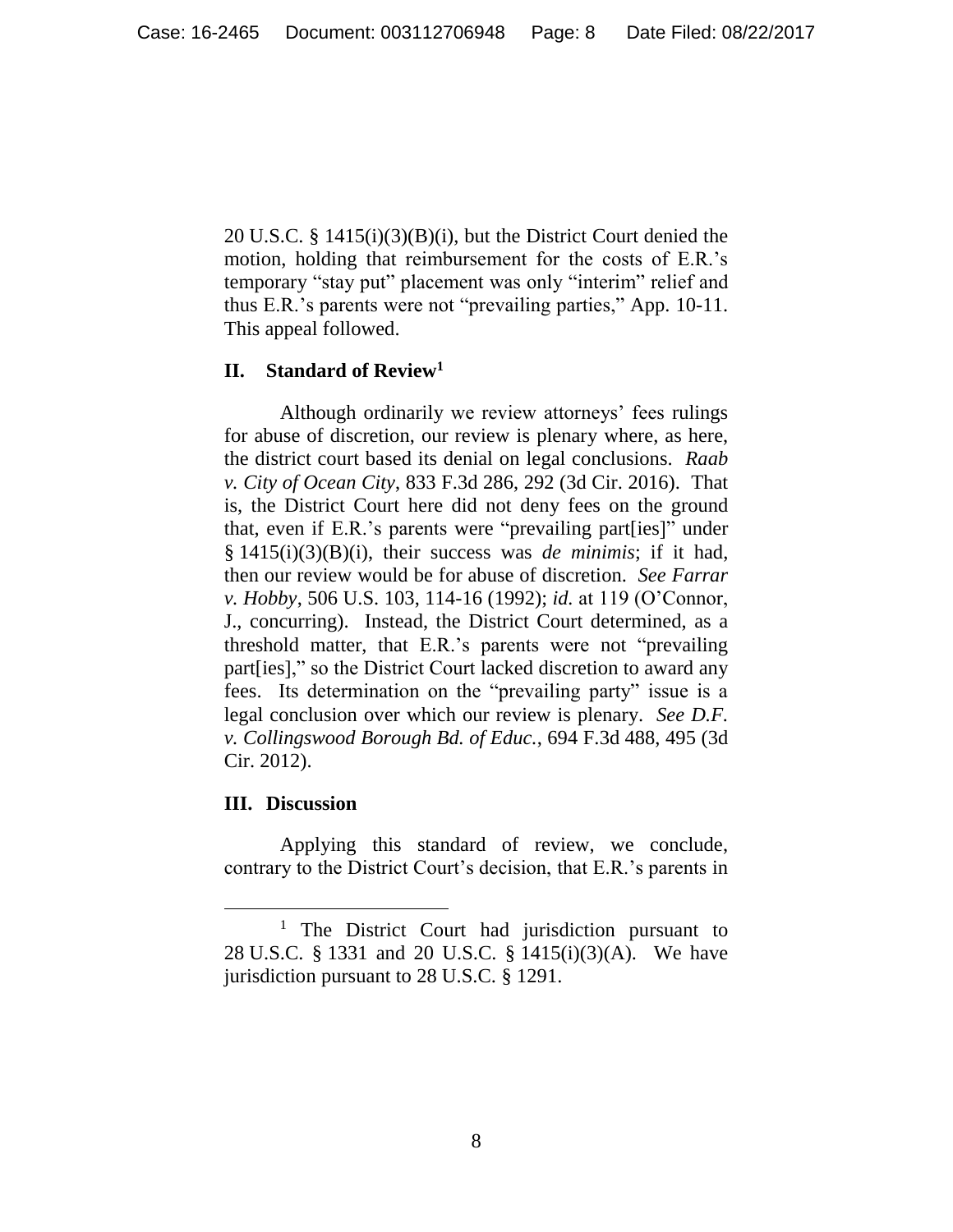20 U.S.C. § 1415(i)(3)(B)(i), but the District Court denied the motion, holding that reimbursement for the costs of E.R.'s temporary "stay put" placement was only "interim" relief and thus E.R.'s parents were not "prevailing parties," App. 10-11. This appeal followed.

## II. Standard of Review[1]

Although ordinarily we review attorneys' fees rulings for abuse of discretion, our review is plenary where, as here, the district court based its denial on legal conclusions. *Raab v. City of Ocean City*, 833 F.3d 286, 292 (3d Cir. 2016). That is, the District Court here did not deny fees on the ground that, even if E.R.'s parents were "prevailing part[ies]" under § 1415(i)(3)(B)(i), their success was *de minimis*; if it had, then our review would be for abuse of discretion. *See Farrar v. Hobby*, 506 U.S. 103, 114-16 (1992); *id.* at 119 (O'Connor, J., concurring). Instead, the District Court determined, as a threshold matter, that E.R.'s parents were not "prevailing part[ies]," so the District Court lacked discretion to award any fees. Its determination on the "prevailing party" issue is a legal conclusion over which our review is plenary. *See D.F. v. Collingswood Borough Bd. of Educ.*, 694 F.3d 488, 495 (3d Cir. 2012).

## III. Discussion

Applying this standard of review, we conclude, contrary to the District Court's decision, that E.R.'s parents in

---

[1] The District Court had jurisdiction pursuant to 28 U.S.C. § 1331 and 20 U.S.C. § 1415(i)(3)(A). We have jurisdiction pursuant to 28 U.S.C. § 1291.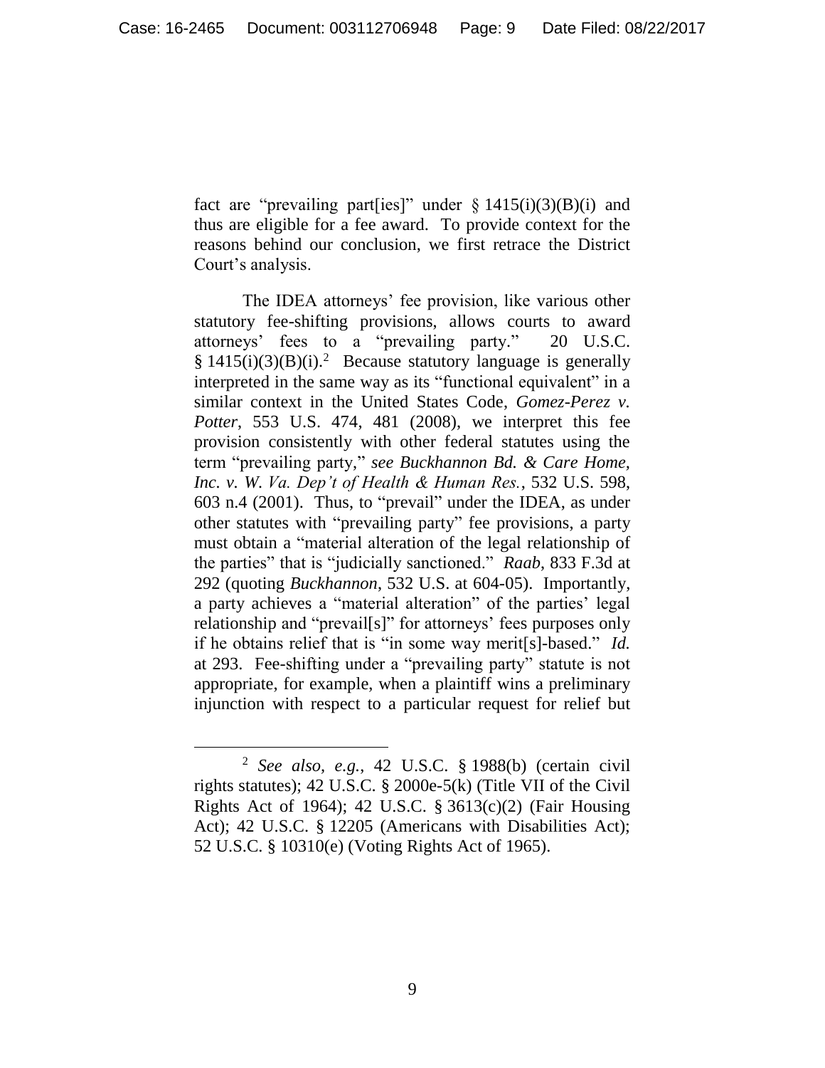fact are "prevailing part[ies]" under § 1415(i)(3)(B)(i) and thus are eligible for a fee award. To provide context for the reasons behind our conclusion, we first retrace the District Court's analysis.

The IDEA attorneys' fee provision, like various other statutory fee-shifting provisions, allows courts to award attorneys' fees to a "prevailing party." 20 U.S.C. § 1415(i)(3)(B)(i).[2] Because statutory language is generally interpreted in the same way as its "functional equivalent" in a similar context in the United States Code, *Gomez-Perez v. Potter*, 553 U.S. 474, 481 (2008), we interpret this fee provision consistently with other federal statutes using the term "prevailing party," *see Buckhannon Bd. & Care Home, Inc. v. W. Va. Dep't of Health & Human Res.*, 532 U.S. 598, 603 n.4 (2001). Thus, to "prevail" under the IDEA, as under other statutes with "prevailing party" fee provisions, a party must obtain a "material alteration of the legal relationship of the parties" that is "judicially sanctioned." *Raab*, 833 F.3d at 292 (quoting *Buckhannon*, 532 U.S. at 604-05). Importantly, a party achieves a "material alteration" of the parties' legal relationship and "prevail[s]" for attorneys' fees purposes only if he obtains relief that is "in some way merit[s]-based." *Id.* at 293. Fee-shifting under a "prevailing party" statute is not appropriate, for example, when a plaintiff wins a preliminary injunction with respect to a particular request for relief but

[2] *See also, e.g.*, 42 U.S.C. § 1988(b) (certain civil rights statutes); 42 U.S.C. § 2000e-5(k) (Title VII of the Civil Rights Act of 1964); 42 U.S.C. § 3613(c)(2) (Fair Housing Act); 42 U.S.C. § 12205 (Americans with Disabilities Act); 52 U.S.C. § 10310(e) (Voting Rights Act of 1965).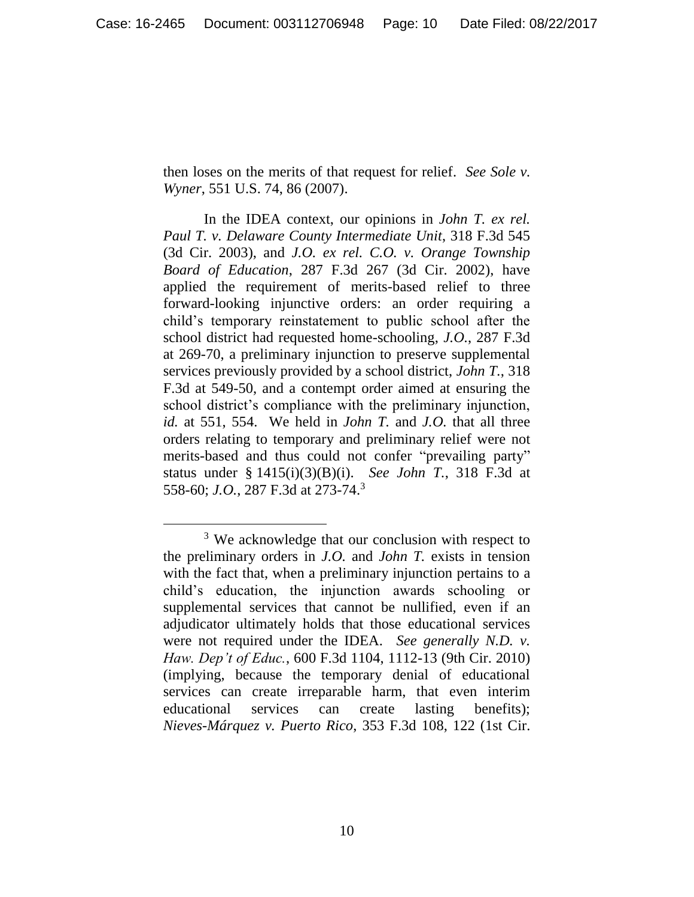then loses on the merits of that request for relief. *See Sole v. Wyner*, 551 U.S. 74, 86 (2007).

In the IDEA context, our opinions in *John T. ex rel. Paul T. v. Delaware County Intermediate Unit*, 318 F.3d 545 (3d Cir. 2003), and *J.O. ex rel. C.O. v. Orange Township Board of Education*, 287 F.3d 267 (3d Cir. 2002), have applied the requirement of merits-based relief to three forward-looking injunctive orders: an order requiring a child's temporary reinstatement to public school after the school district had requested home-schooling, *J.O.*, 287 F.3d at 269-70, a preliminary injunction to preserve supplemental services previously provided by a school district, *John T.*, 318 F.3d at 549-50, and a contempt order aimed at ensuring the school district's compliance with the preliminary injunction, *id.* at 551, 554. We held in *John T.* and *J.O.* that all three orders relating to temporary and preliminary relief were not merits-based and thus could not confer "prevailing party" status under § 1415(i)(3)(B)(i). *See John T.*, 318 F.3d at 558-60; *J.O.*, 287 F.3d at 273-74.[3]

---

[3] We acknowledge that our conclusion with respect to the preliminary orders in *J.O.* and *John T.* exists in tension with the fact that, when a preliminary injunction pertains to a child's education, the injunction awards schooling or supplemental services that cannot be nullified, even if an adjudicator ultimately holds that those educational services were not required under the IDEA. *See generally N.D. v. Haw. Dep't of Educ.*, 600 F.3d 1104, 1112-13 (9th Cir. 2010) (implying, because the temporary denial of educational services can create irreparable harm, that even interim educational services can create lasting benefits); *Nieves-Márquez v. Puerto Rico*, 353 F.3d 108, 122 (1st Cir.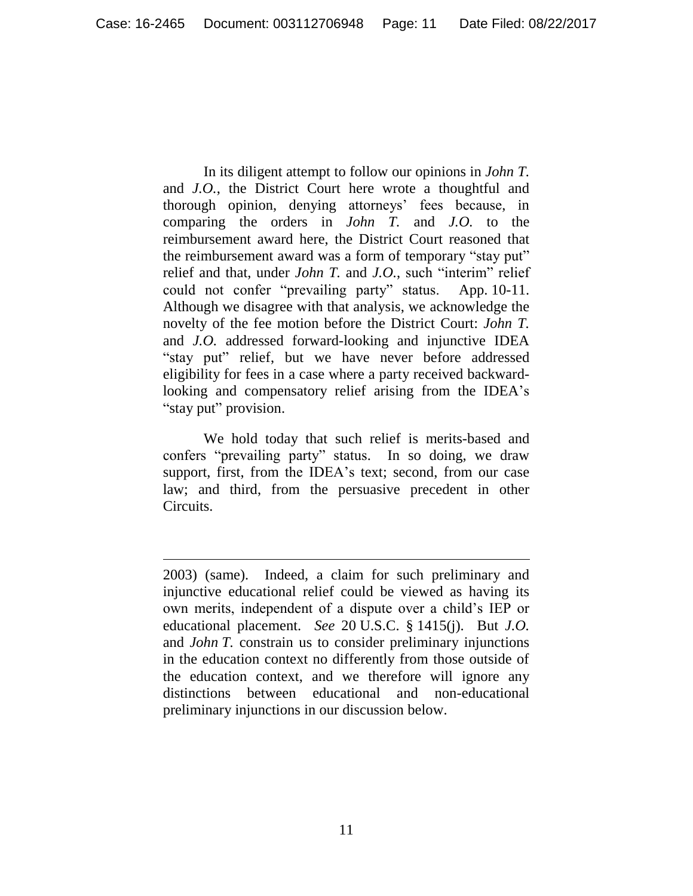In its diligent attempt to follow our opinions in *John T.* and *J.O.*, the District Court here wrote a thoughtful and thorough opinion, denying attorneys' fees because, in comparing the orders in *John T.* and *J.O.* to the reimbursement award here, the District Court reasoned that the reimbursement award was a form of temporary "stay put" relief and that, under *John T.* and *J.O.*, such "interim" relief could not confer "prevailing party" status. App. 10-11. Although we disagree with that analysis, we acknowledge the novelty of the fee motion before the District Court: *John T.* and *J.O.* addressed forward-looking and injunctive IDEA "stay put" relief, but we have never before addressed eligibility for fees in a case where a party received backward-looking and compensatory relief arising from the IDEA's "stay put" provision.

We hold today that such relief is merits-based and confers "prevailing party" status. In so doing, we draw support, first, from the IDEA's text; second, from our case law; and third, from the persuasive precedent in other Circuits.

---

2003) (same). Indeed, a claim for such preliminary and injunctive educational relief could be viewed as having its own merits, independent of a dispute over a child's IEP or educational placement. *See* 20 U.S.C. § 1415(j). But *J.O.* and *John T.* constrain us to consider preliminary injunctions in the education context no differently from those outside of the education context, and we therefore will ignore any distinctions between educational and non-educational preliminary injunctions in our discussion below.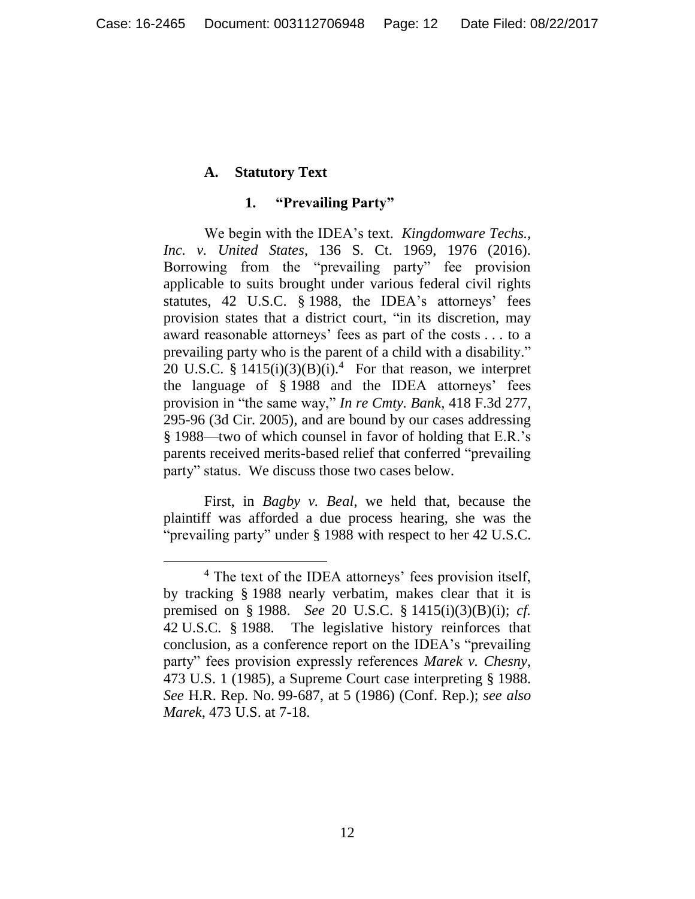### A. Statutory Text

#### 1. "Prevailing Party"

We begin with the IDEA's text. *Kingdomware Techs., Inc. v. United States*, 136 S. Ct. 1969, 1976 (2016). Borrowing from the "prevailing party" fee provision applicable to suits brought under various federal civil rights statutes, 42 U.S.C. § 1988, the IDEA's attorneys' fees provision states that a district court, "in its discretion, may award reasonable attorneys' fees as part of the costs . . . to a prevailing party who is the parent of a child with a disability." 20 U.S.C. § 1415(i)(3)(B)(i).[4] For that reason, we interpret the language of § 1988 and the IDEA attorneys' fees provision in "the same way," *In re Cmty. Bank*, 418 F.3d 277, 295-96 (3d Cir. 2005), and are bound by our cases addressing § 1988—two of which counsel in favor of holding that E.R.'s parents received merits-based relief that conferred "prevailing party" status. We discuss those two cases below.

First, in *Bagby v. Beal*, we held that, because the plaintiff was afforded a due process hearing, she was the "prevailing party" under § 1988 with respect to her 42 U.S.C.

[4] The text of the IDEA attorneys' fees provision itself, by tracking § 1988 nearly verbatim, makes clear that it is premised on § 1988. *See* 20 U.S.C. § 1415(i)(3)(B)(i); *cf.* 42 U.S.C. § 1988. The legislative history reinforces that conclusion, as a conference report on the IDEA's "prevailing party" fees provision expressly references *Marek v. Chesny*, 473 U.S. 1 (1985), a Supreme Court case interpreting § 1988. *See* H.R. Rep. No. 99-687, at 5 (1986) (Conf. Rep.); *see also Marek*, 473 U.S. at 7-18.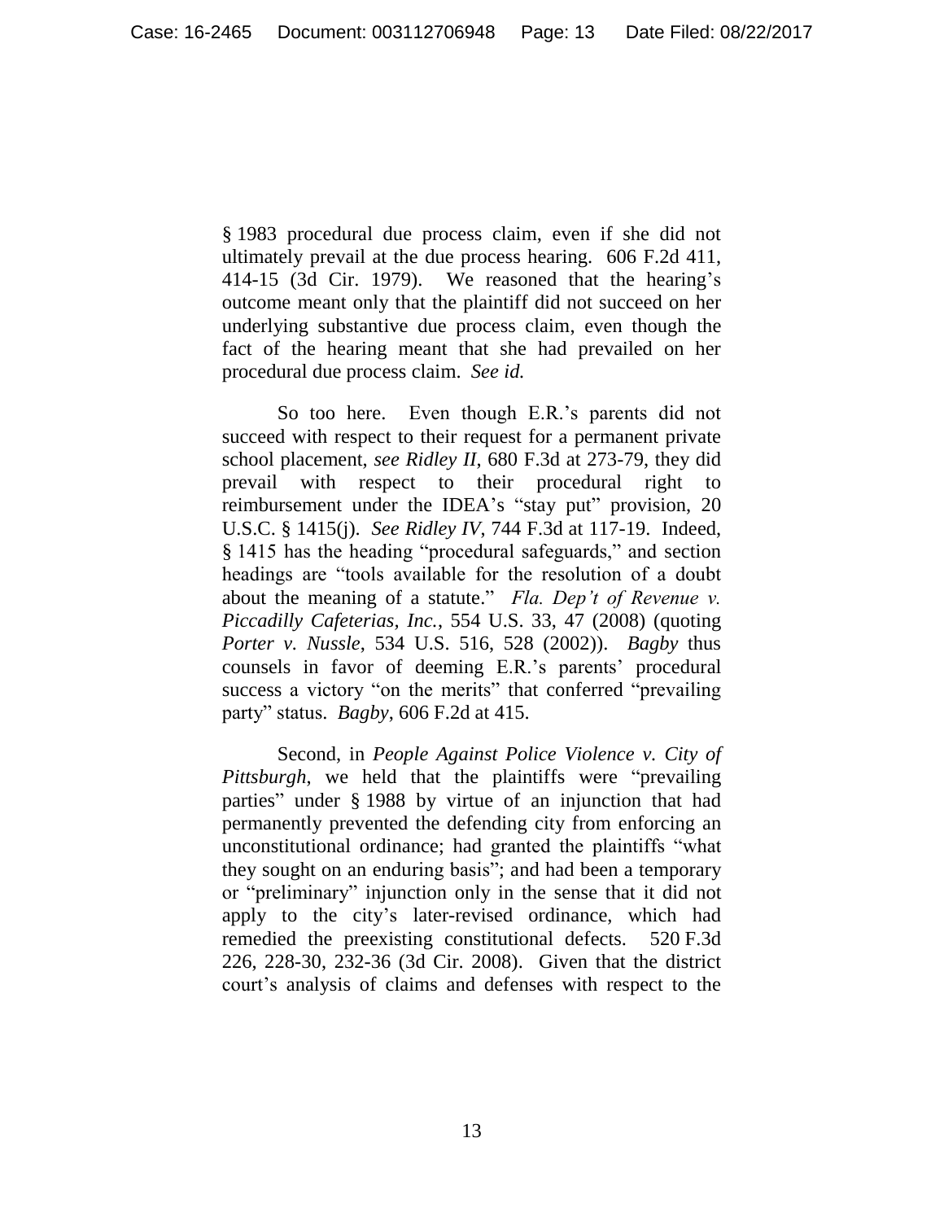§ 1983 procedural due process claim, even if she did not ultimately prevail at the due process hearing. 606 F.2d 411, 414-15 (3d Cir. 1979). We reasoned that the hearing's outcome meant only that the plaintiff did not succeed on her underlying substantive due process claim, even though the fact of the hearing meant that she had prevailed on her procedural due process claim. *See id.*

So too here. Even though E.R.'s parents did not succeed with respect to their request for a permanent private school placement, *see Ridley II*, 680 F.3d at 273-79, they did prevail with respect to their procedural right to reimbursement under the IDEA's "stay put" provision, 20 U.S.C. § 1415(j). *See Ridley IV*, 744 F.3d at 117-19. Indeed, § 1415 has the heading "procedural safeguards," and section headings are "tools available for the resolution of a doubt about the meaning of a statute." *Fla. Dep't of Revenue v. Piccadilly Cafeterias, Inc.*, 554 U.S. 33, 47 (2008) (quoting *Porter v. Nussle*, 534 U.S. 516, 528 (2002)). *Bagby* thus counsels in favor of deeming E.R.'s parents' procedural success a victory "on the merits" that conferred "prevailing party" status. *Bagby*, 606 F.2d at 415.

Second, in *People Against Police Violence v. City of Pittsburgh*, we held that the plaintiffs were "prevailing parties" under § 1988 by virtue of an injunction that had permanently prevented the defending city from enforcing an unconstitutional ordinance; had granted the plaintiffs "what they sought on an enduring basis"; and had been a temporary or "preliminary" injunction only in the sense that it did not apply to the city's later-revised ordinance, which had remedied the preexisting constitutional defects. 520 F.3d 226, 228-30, 232-36 (3d Cir. 2008). Given that the district court's analysis of claims and defenses with respect to the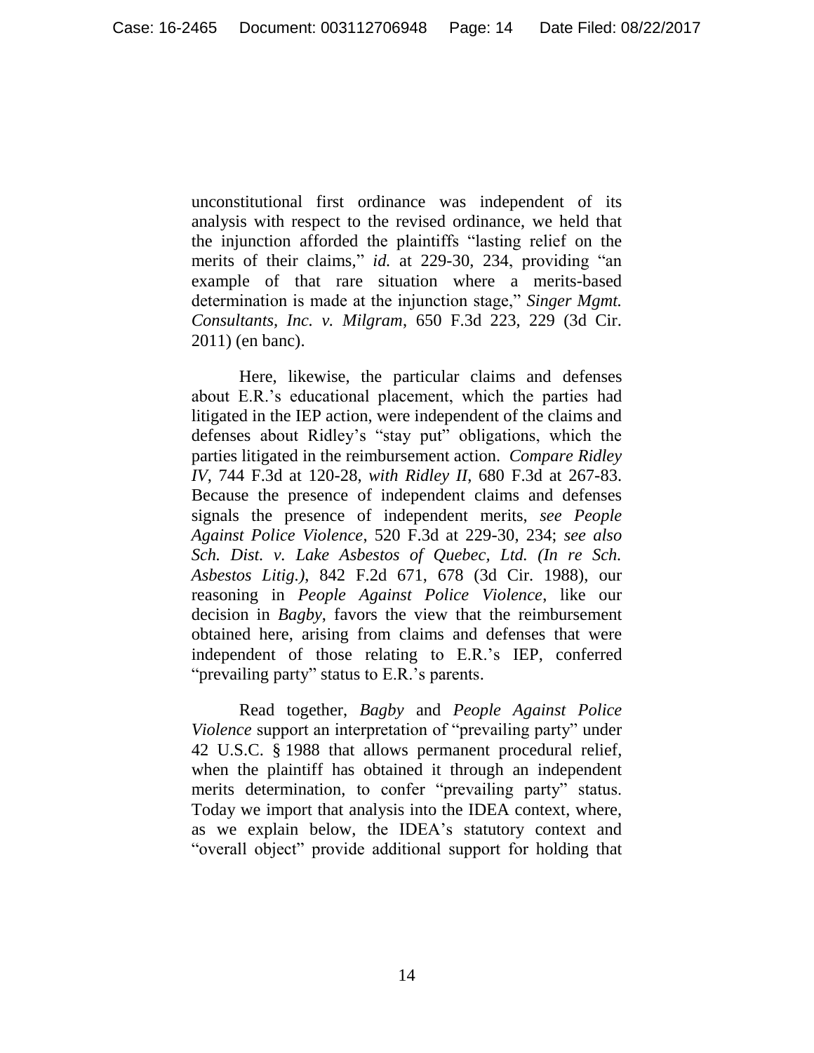unconstitutional first ordinance was independent of its analysis with respect to the revised ordinance, we held that the injunction afforded the plaintiffs "lasting relief on the merits of their claims," *id.* at 229-30, 234, providing "an example of that rare situation where a merits-based determination is made at the injunction stage," *Singer Mgmt. Consultants, Inc. v. Milgram*, 650 F.3d 223, 229 (3d Cir. 2011) (en banc).

Here, likewise, the particular claims and defenses about E.R.'s educational placement, which the parties had litigated in the IEP action, were independent of the claims and defenses about Ridley's "stay put" obligations, which the parties litigated in the reimbursement action. *Compare Ridley IV*, 744 F.3d at 120-28, *with Ridley II*, 680 F.3d at 267-83. Because the presence of independent claims and defenses signals the presence of independent merits, *see People Against Police Violence*, 520 F.3d at 229-30, 234; *see also Sch. Dist. v. Lake Asbestos of Quebec, Ltd. (In re Sch. Asbestos Litig.)*, 842 F.2d 671, 678 (3d Cir. 1988), our reasoning in *People Against Police Violence*, like our decision in *Bagby*, favors the view that the reimbursement obtained here, arising from claims and defenses that were independent of those relating to E.R.'s IEP, conferred "prevailing party" status to E.R.'s parents.

Read together, *Bagby* and *People Against Police Violence* support an interpretation of "prevailing party" under 42 U.S.C. § 1988 that allows permanent procedural relief, when the plaintiff has obtained it through an independent merits determination, to confer "prevailing party" status. Today we import that analysis into the IDEA context, where, as we explain below, the IDEA's statutory context and "overall object" provide additional support for holding that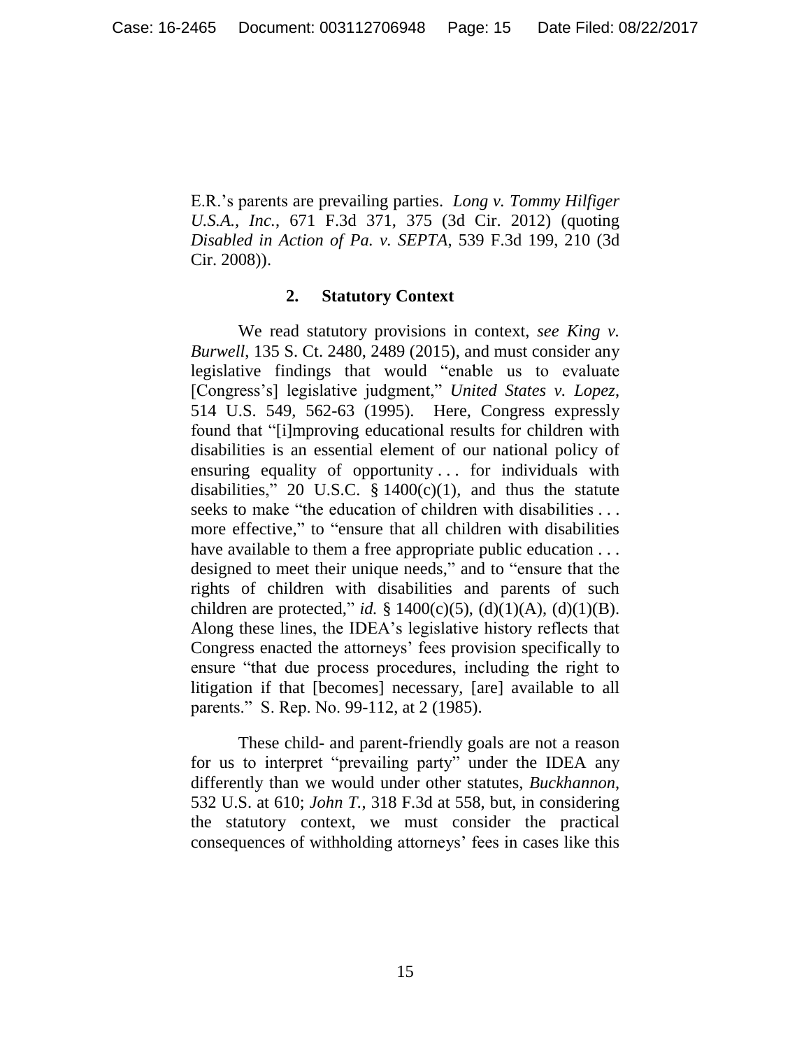E.R.'s parents are prevailing parties. *Long v. Tommy Hilfiger U.S.A., Inc.*, 671 F.3d 371, 375 (3d Cir. 2012) (quoting *Disabled in Action of Pa. v. SEPTA*, 539 F.3d 199, 210 (3d Cir. 2008)).

### 2. Statutory Context

We read statutory provisions in context, *see King v. Burwell*, 135 S. Ct. 2480, 2489 (2015), and must consider any legislative findings that would "enable us to evaluate [Congress's] legislative judgment," *United States v. Lopez*, 514 U.S. 549, 562-63 (1995). Here, Congress expressly found that "[i]mproving educational results for children with disabilities is an essential element of our national policy of ensuring equality of opportunity . . . for individuals with disabilities," 20 U.S.C. § 1400(c)(1), and thus the statute seeks to make "the education of children with disabilities . . . more effective," to "ensure that all children with disabilities have available to them a free appropriate public education . . . designed to meet their unique needs," and to "ensure that the rights of children with disabilities and parents of such children are protected," *id.* § 1400(c)(5), (d)(1)(A), (d)(1)(B). Along these lines, the IDEA's legislative history reflects that Congress enacted the attorneys' fees provision specifically to ensure "that due process procedures, including the right to litigation if that [becomes] necessary, [are] available to all parents." S. Rep. No. 99-112, at 2 (1985).

These child- and parent-friendly goals are not a reason for us to interpret "prevailing party" under the IDEA any differently than we would under other statutes, *Buckhannon*, 532 U.S. at 610; *John T.*, 318 F.3d at 558, but, in considering the statutory context, we must consider the practical consequences of withholding attorneys' fees in cases like this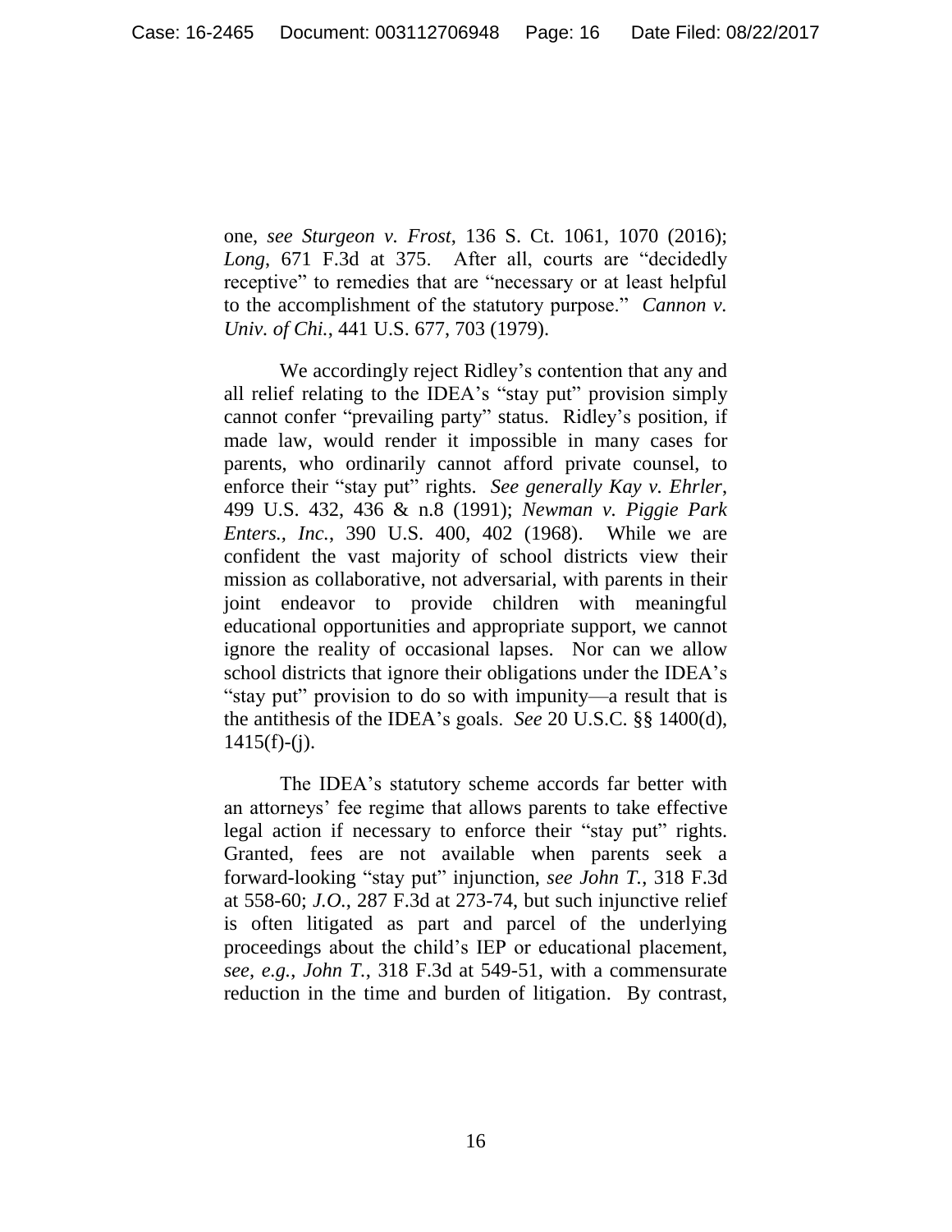one, *see Sturgeon v. Frost*, 136 S. Ct. 1061, 1070 (2016); *Long*, 671 F.3d at 375. After all, courts are "decidedly receptive" to remedies that are "necessary or at least helpful to the accomplishment of the statutory purpose." *Cannon v. Univ. of Chi.*, 441 U.S. 677, 703 (1979).

We accordingly reject Ridley's contention that any and all relief relating to the IDEA's "stay put" provision simply cannot confer "prevailing party" status. Ridley's position, if made law, would render it impossible in many cases for parents, who ordinarily cannot afford private counsel, to enforce their "stay put" rights. *See generally Kay v. Ehrler*, 499 U.S. 432, 436 & n.8 (1991); *Newman v. Piggie Park Enters., Inc.*, 390 U.S. 400, 402 (1968). While we are confident the vast majority of school districts view their mission as collaborative, not adversarial, with parents in their joint endeavor to provide children with meaningful educational opportunities and appropriate support, we cannot ignore the reality of occasional lapses. Nor can we allow school districts that ignore their obligations under the IDEA's "stay put" provision to do so with impunity—a result that is the antithesis of the IDEA's goals. *See* 20 U.S.C. §§ 1400(d), 1415(f)-(j).

The IDEA's statutory scheme accords far better with an attorneys' fee regime that allows parents to take effective legal action if necessary to enforce their "stay put" rights. Granted, fees are not available when parents seek a forward-looking "stay put" injunction, *see John T.*, 318 F.3d at 558-60; *J.O.*, 287 F.3d at 273-74, but such injunctive relief is often litigated as part and parcel of the underlying proceedings about the child's IEP or educational placement, *see, e.g., John T.*, 318 F.3d at 549-51, with a commensurate reduction in the time and burden of litigation. By contrast,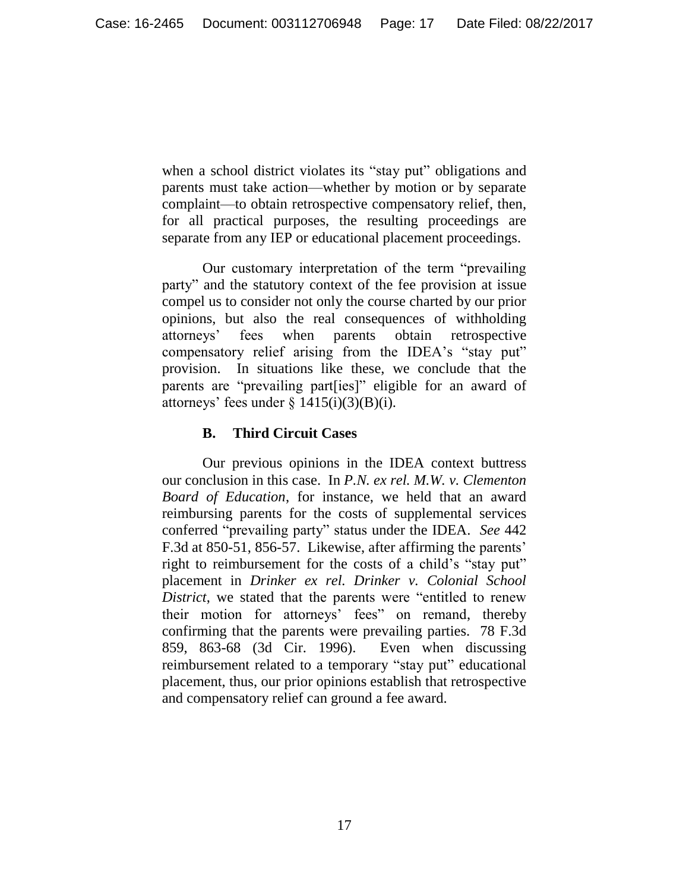when a school district violates its "stay put" obligations and parents must take action—whether by motion or by separate complaint—to obtain retrospective compensatory relief, then, for all practical purposes, the resulting proceedings are separate from any IEP or educational placement proceedings.

Our customary interpretation of the term "prevailing party" and the statutory context of the fee provision at issue compel us to consider not only the course charted by our prior opinions, but also the real consequences of withholding attorneys' fees when parents obtain retrospective compensatory relief arising from the IDEA's "stay put" provision. In situations like these, we conclude that the parents are "prevailing part[ies]" eligible for an award of attorneys' fees under § 1415(i)(3)(B)(i).

### B. Third Circuit Cases

Our previous opinions in the IDEA context buttress our conclusion in this case. In *P.N. ex rel. M.W. v. Clementon Board of Education*, for instance, we held that an award reimbursing parents for the costs of supplemental services conferred "prevailing party" status under the IDEA. *See* 442 F.3d at 850-51, 856-57. Likewise, after affirming the parents' right to reimbursement for the costs of a child's "stay put" placement in *Drinker ex rel. Drinker v. Colonial School District*, we stated that the parents were "entitled to renew their motion for attorneys' fees" on remand, thereby confirming that the parents were prevailing parties. 78 F.3d 859, 863-68 (3d Cir. 1996). Even when discussing reimbursement related to a temporary "stay put" educational placement, thus, our prior opinions establish that retrospective and compensatory relief can ground a fee award.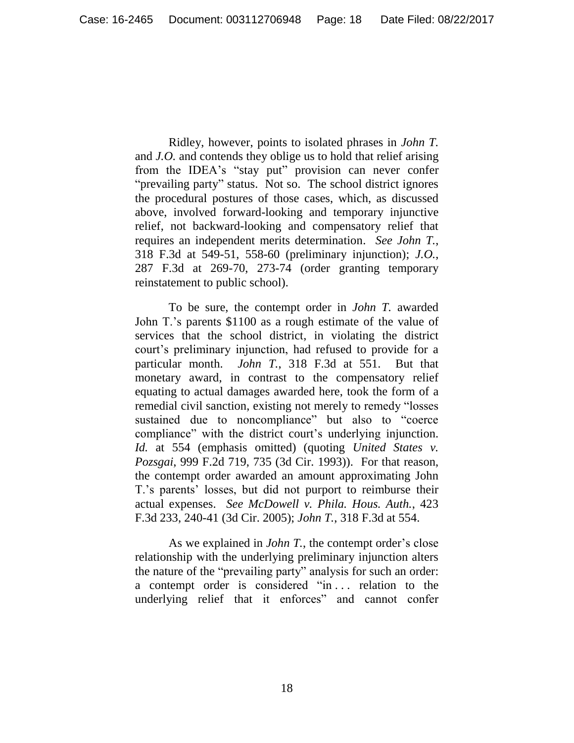Ridley, however, points to isolated phrases in *John T.* and *J.O.* and contends they oblige us to hold that relief arising from the IDEA's "stay put" provision can never confer "prevailing party" status. Not so. The school district ignores the procedural postures of those cases, which, as discussed above, involved forward-looking and temporary injunctive relief, not backward-looking and compensatory relief that requires an independent merits determination. *See John T.*, 318 F.3d at 549-51, 558-60 (preliminary injunction); *J.O.*, 287 F.3d at 269-70, 273-74 (order granting temporary reinstatement to public school).

To be sure, the contempt order in *John T.* awarded John T.'s parents $1100 as a rough estimate of the value of services that the school district, in violating the district court's preliminary injunction, had refused to provide for a particular month. *John T.*, 318 F.3d at 551. But that monetary award, in contrast to the compensatory relief equating to actual damages awarded here, took the form of a remedial civil sanction, existing not merely to remedy "losses sustained due to noncompliance" but also to "coerce compliance" with the district court's underlying injunction. *Id.* at 554 (emphasis omitted) (quoting *United States v. Pozsgai*, 999 F.2d 719, 735 (3d Cir. 1993)). For that reason, the contempt order awarded an amount approximating John T.'s parents' losses, but did not purport to reimburse their actual expenses. *See McDowell v. Phila. Hous. Auth.*, 423 F.3d 233, 240-41 (3d Cir. 2005); *John T.*, 318 F.3d at 554.

As we explained in *John T.*, the contempt order's close relationship with the underlying preliminary injunction alters the nature of the "prevailing party" analysis for such an order: a contempt order is considered "in . . . relation to the underlying relief that it enforces" and cannot confer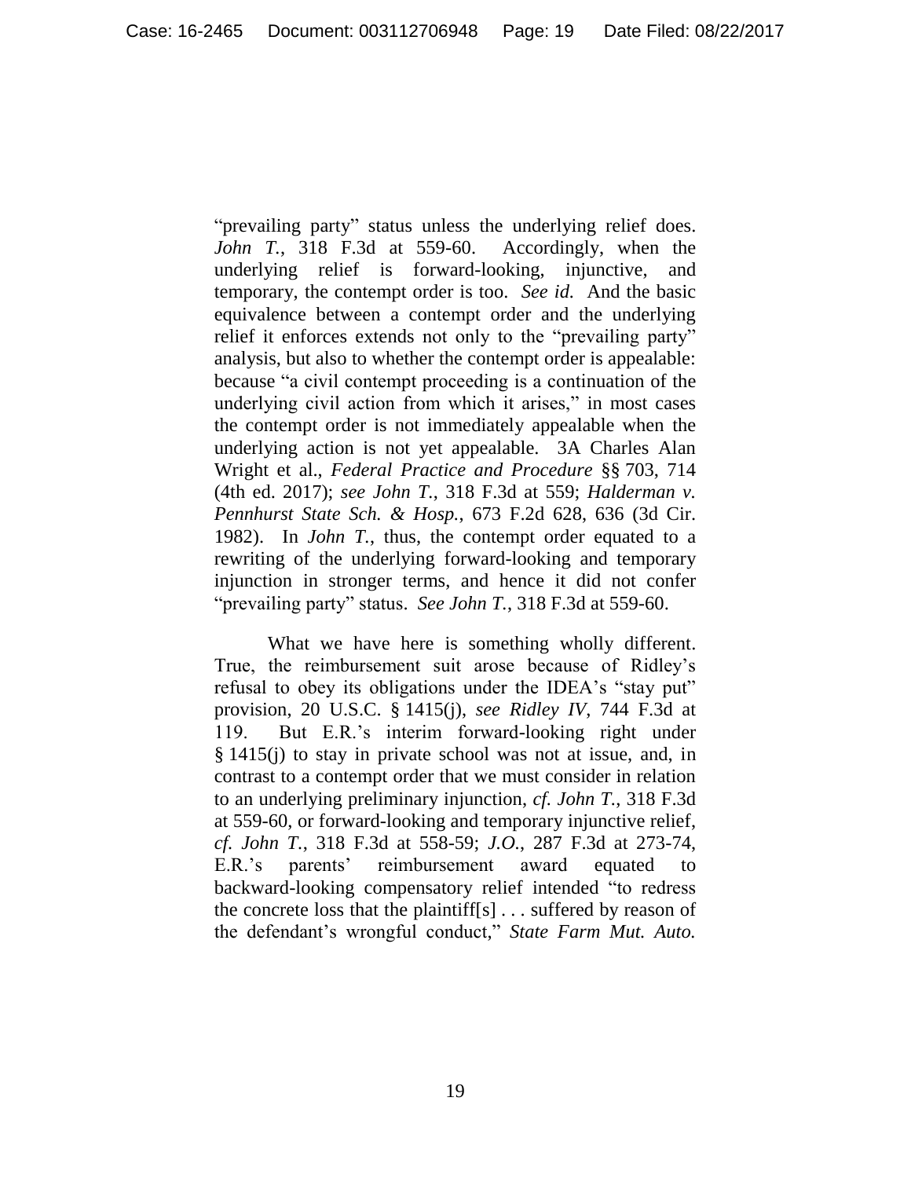"prevailing party" status unless the underlying relief does. *John T.*, 318 F.3d at 559-60. Accordingly, when the underlying relief is forward-looking, injunctive, and temporary, the contempt order is too. *See id.* And the basic equivalence between a contempt order and the underlying relief it enforces extends not only to the "prevailing party" analysis, but also to whether the contempt order is appealable: because "a civil contempt proceeding is a continuation of the underlying civil action from which it arises," in most cases the contempt order is not immediately appealable when the underlying action is not yet appealable. 3A Charles Alan Wright et al., *Federal Practice and Procedure* §§ 703, 714 (4th ed. 2017); *see John T.*, 318 F.3d at 559; *Halderman v. Pennhurst State Sch. & Hosp.*, 673 F.2d 628, 636 (3d Cir. 1982). In *John T.*, thus, the contempt order equated to a rewriting of the underlying forward-looking and temporary injunction in stronger terms, and hence it did not confer "prevailing party" status. *See John T.*, 318 F.3d at 559-60.

What we have here is something wholly different. True, the reimbursement suit arose because of Ridley's refusal to obey its obligations under the IDEA's "stay put" provision, 20 U.S.C. § 1415(j), *see Ridley IV*, 744 F.3d at 119. But E.R.'s interim forward-looking right under § 1415(j) to stay in private school was not at issue, and, in contrast to a contempt order that we must consider in relation to an underlying preliminary injunction, *cf. John T.*, 318 F.3d at 559-60, or forward-looking and temporary injunctive relief, *cf. John T.*, 318 F.3d at 558-59; *J.O.*, 287 F.3d at 273-74, E.R.'s parents' reimbursement award equated to backward-looking compensatory relief intended "to redress the concrete loss that the plaintiff[s] . . . suffered by reason of the defendant's wrongful conduct," *State Farm Mut. Auto.*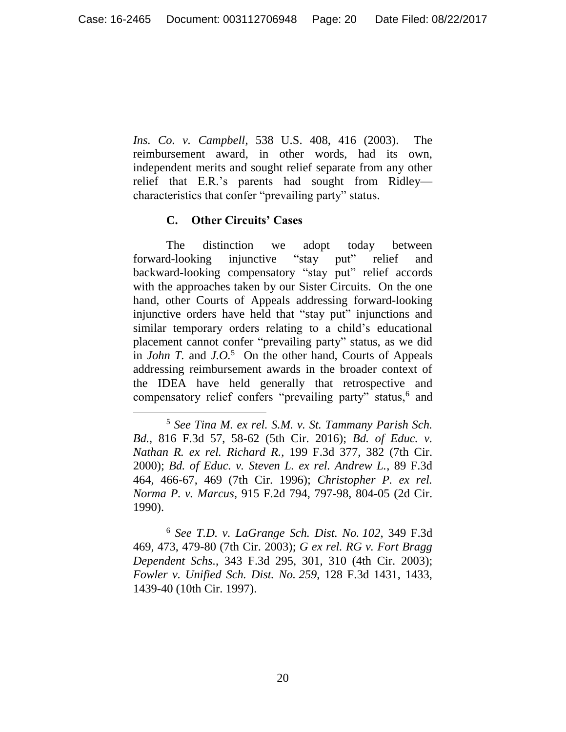*Ins. Co. v. Campbell*, 538 U.S. 408, 416 (2003). The reimbursement award, in other words, had its own, independent merits and sought relief separate from any other relief that E.R.'s parents had sought from Ridley—characteristics that confer "prevailing party" status.

### C. Other Circuits' Cases

The distinction we adopt today between forward-looking injunctive "stay put" relief and backward-looking compensatory "stay put" relief accords with the approaches taken by our Sister Circuits. On the one hand, other Courts of Appeals addressing forward-looking injunctive orders have held that "stay put" injunctions and similar temporary orders relating to a child's educational placement cannot confer "prevailing party" status, as we did in *John T.* and *J.O.*[5] On the other hand, Courts of Appeals addressing reimbursement awards in the broader context of the IDEA have held generally that retrospective and compensatory relief confers "prevailing party" status,[6] and

---

[5] *See Tina M. ex rel. S.M. v. St. Tammany Parish Sch. Bd.*, 816 F.3d 57, 58-62 (5th Cir. 2016); *Bd. of Educ. v. Nathan R. ex rel. Richard R.*, 199 F.3d 377, 382 (7th Cir. 2000); *Bd. of Educ. v. Steven L. ex rel. Andrew L.*, 89 F.3d 464, 466-67, 469 (7th Cir. 1996); *Christopher P. ex rel. Norma P. v. Marcus*, 915 F.2d 794, 797-98, 804-05 (2d Cir. 1990).

[6] *See T.D. v. LaGrange Sch. Dist. No. 102*, 349 F.3d 469, 473, 479-80 (7th Cir. 2003); *G ex rel. RG v. Fort Bragg Dependent Schs.*, 343 F.3d 295, 301, 310 (4th Cir. 2003); *Fowler v. Unified Sch. Dist. No. 259*, 128 F.3d 1431, 1433, 1439-40 (10th Cir. 1997).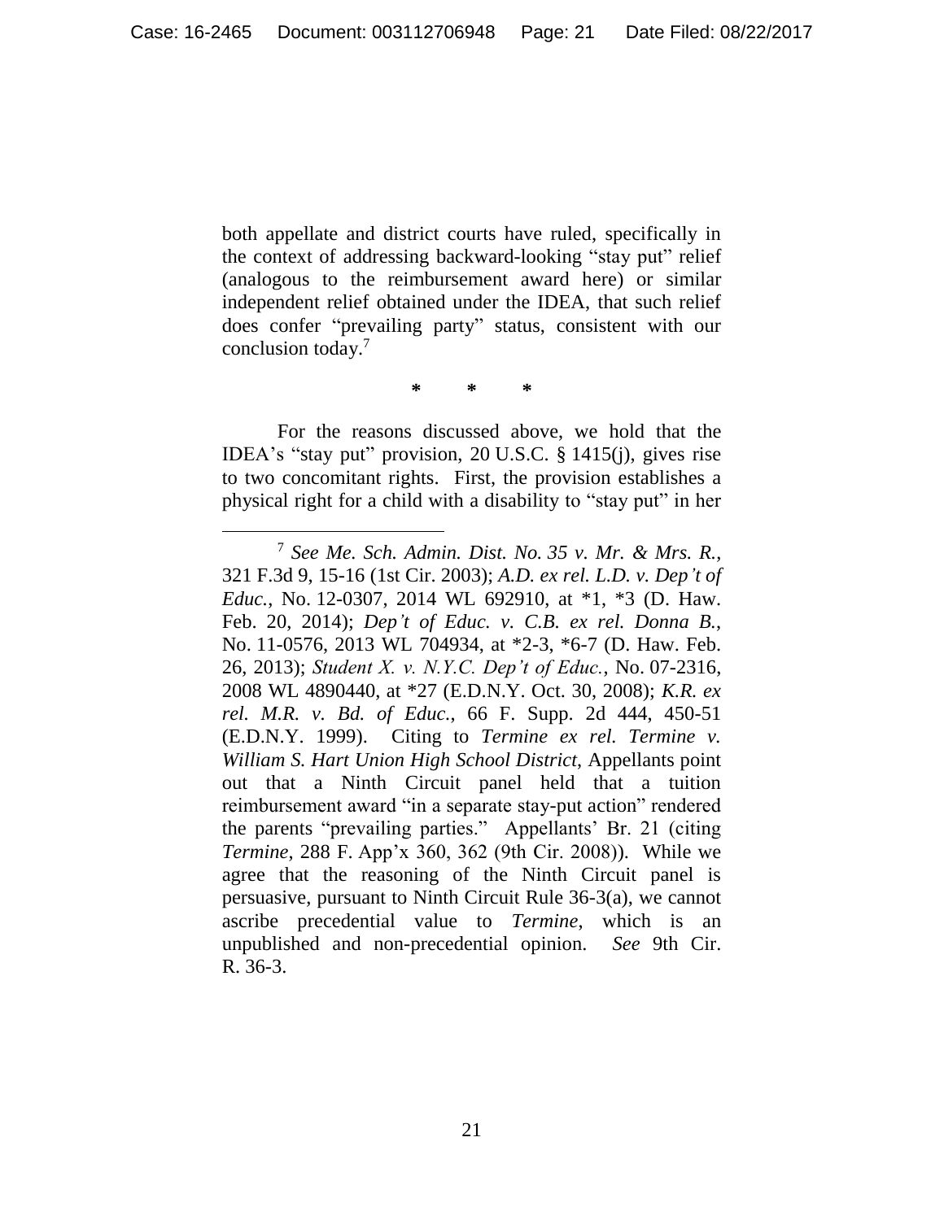both appellate and district courts have ruled, specifically in the context of addressing backward-looking "stay put" relief (analogous to the reimbursement award here) or similar independent relief obtained under the IDEA, that such relief does confer "prevailing party" status, consistent with our conclusion today.[7]

\* \* \*

For the reasons discussed above, we hold that the IDEA's "stay put" provision, 20 U.S.C. § 1415(j), gives rise to two concomitant rights. First, the provision establishes a physical right for a child with a disability to "stay put" in her

---

[7] *See Me. Sch. Admin. Dist. No. 35 v. Mr. & Mrs. R.*, 321 F.3d 9, 15-16 (1st Cir. 2003); *A.D. ex rel. L.D. v. Dep't of Educ.*, No. 12-0307, 2014 WL 692910, at \*1, \*3 (D. Haw. Feb. 20, 2014); *Dep't of Educ. v. C.B. ex rel. Donna B.*, No. 11-0576, 2013 WL 704934, at \*2-3, \*6-7 (D. Haw. Feb. 26, 2013); *Student X. v. N.Y.C. Dep't of Educ.*, No. 07-2316, 2008 WL 4890440, at \*27 (E.D.N.Y. Oct. 30, 2008); *K.R. ex rel. M.R. v. Bd. of Educ.*, 66 F. Supp. 2d 444, 450-51 (E.D.N.Y. 1999). Citing to *Termine ex rel. Termine v. William S. Hart Union High School District*, Appellants point out that a Ninth Circuit panel held that a tuition reimbursement award "in a separate stay-put action" rendered the parents "prevailing parties." Appellants' Br. 21 (citing *Termine*, 288 F. App'x 360, 362 (9th Cir. 2008)). While we agree that the reasoning of the Ninth Circuit panel is persuasive, pursuant to Ninth Circuit Rule 36-3(a), we cannot ascribe precedential value to *Termine*, which is an unpublished and non-precedential opinion. *See* 9th Cir. R. 36-3.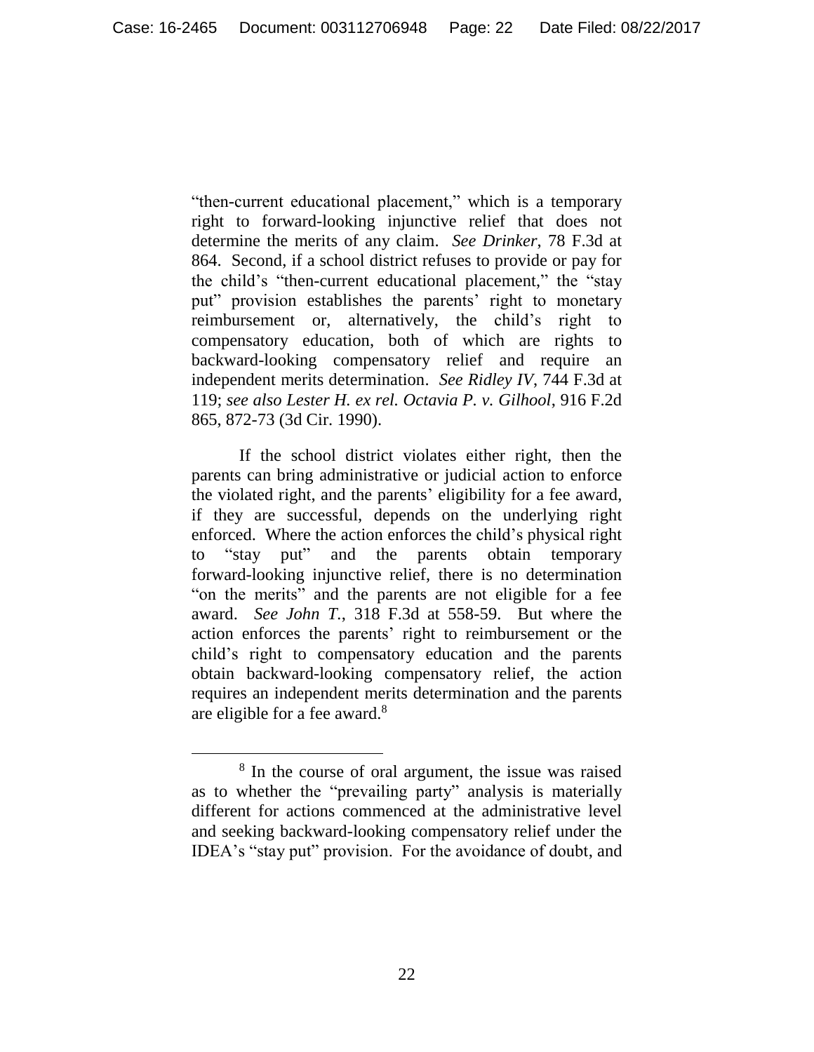"then-current educational placement," which is a temporary right to forward-looking injunctive relief that does not determine the merits of any claim. *See Drinker*, 78 F.3d at 864. Second, if a school district refuses to provide or pay for the child's "then-current educational placement," the "stay put" provision establishes the parents' right to monetary reimbursement or, alternatively, the child's right to compensatory education, both of which are rights to backward-looking compensatory relief and require an independent merits determination. *See Ridley IV*, 744 F.3d at 119; *see also Lester H. ex rel. Octavia P. v. Gilhool*, 916 F.2d 865, 872-73 (3d Cir. 1990).

If the school district violates either right, then the parents can bring administrative or judicial action to enforce the violated right, and the parents' eligibility for a fee award, if they are successful, depends on the underlying right enforced. Where the action enforces the child's physical right to "stay put" and the parents obtain temporary forward-looking injunctive relief, there is no determination "on the merits" and the parents are not eligible for a fee award. *See John T.*, 318 F.3d at 558-59. But where the action enforces the parents' right to reimbursement or the child's right to compensatory education and the parents obtain backward-looking compensatory relief, the action requires an independent merits determination and the parents are eligible for a fee award.[8]

[8] In the course of oral argument, the issue was raised as to whether the "prevailing party" analysis is materially different for actions commenced at the administrative level and seeking backward-looking compensatory relief under the IDEA's "stay put" provision. For the avoidance of doubt, and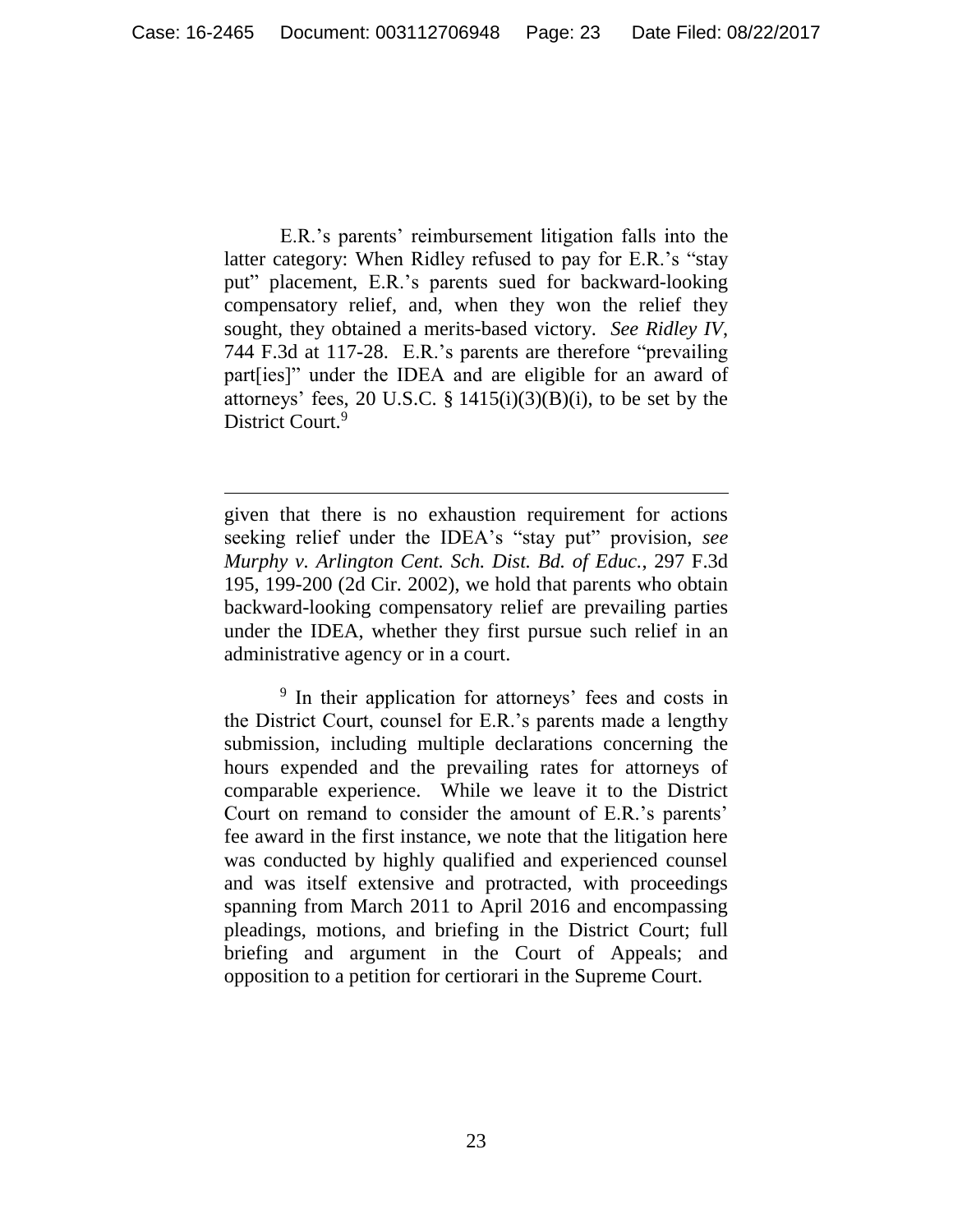E.R.'s parents' reimbursement litigation falls into the latter category: When Ridley refused to pay for E.R.'s "stay put" placement, E.R.'s parents sued for backward-looking compensatory relief, and, when they won the relief they sought, they obtained a merits-based victory. *See Ridley IV*, 744 F.3d at 117-28. E.R.'s parents are therefore "prevailing part[ies]" under the IDEA and are eligible for an award of attorneys' fees, 20 U.S.C. § 1415(i)(3)(B)(i), to be set by the District Court.[9]

---

given that there is no exhaustion requirement for actions seeking relief under the IDEA's "stay put" provision, *see Murphy v. Arlington Cent. Sch. Dist. Bd. of Educ.*, 297 F.3d 195, 199-200 (2d Cir. 2002), we hold that parents who obtain backward-looking compensatory relief are prevailing parties under the IDEA, whether they first pursue such relief in an administrative agency or in a court.

[9] In their application for attorneys' fees and costs in the District Court, counsel for E.R.'s parents made a lengthy submission, including multiple declarations concerning the hours expended and the prevailing rates for attorneys of comparable experience. While we leave it to the District Court on remand to consider the amount of E.R.'s parents' fee award in the first instance, we note that the litigation here was conducted by highly qualified and experienced counsel and was itself extensive and protracted, with proceedings spanning from March 2011 to April 2016 and encompassing pleadings, motions, and briefing in the District Court; full briefing and argument in the Court of Appeals; and opposition to a petition for certiorari in the Supreme Court.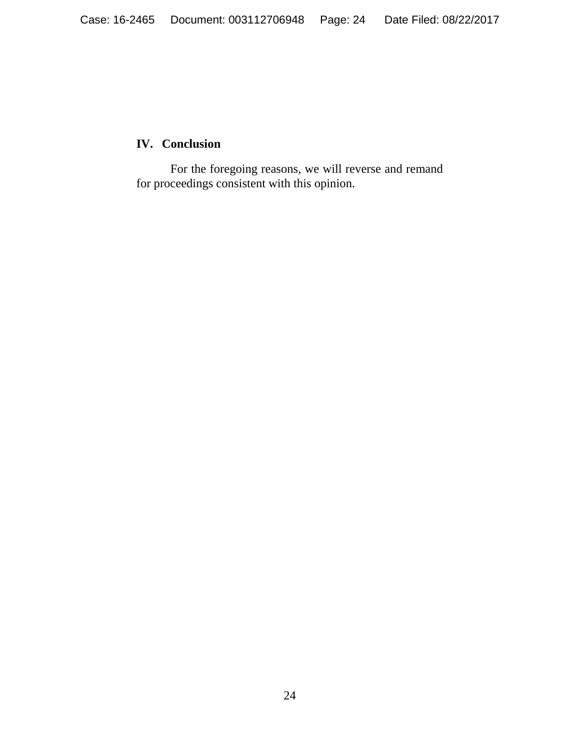## IV. Conclusion

For the foregoing reasons, we will reverse and remand for proceedings consistent with this opinion.